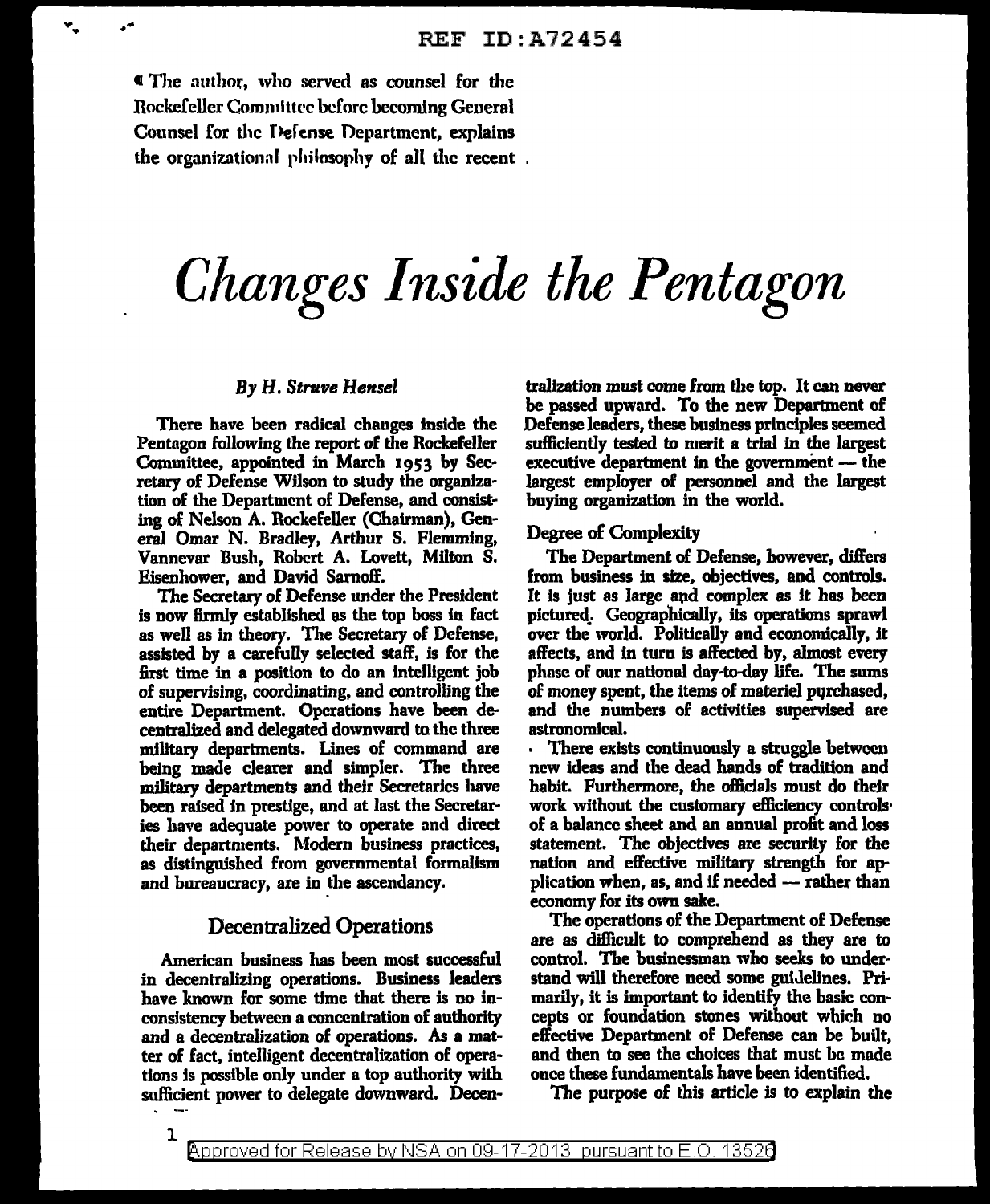¶ The author, who served as counsel for the Rockefeller Committee before becoming General Counsel for the Defense Department, explains the organizational philosophy of all the recent .

# Changes Inside the Pentagon

*By H. Struve Hensel*

There have been radical changes inside the Pentagon following the report of the Rockefeller Committee, appointed in March 1953 by Secretary of Defense Wilson to study the organization of the Department of Defense, and consisting of Nelson A. Rockefeller (Chairman), General Omar N. Bradley, Arthur S. Flemming, Vannevar Bush, Robert A. Lovett, Milton S. Eisenhower, and David Sarnoff.

The Secretary of Defense under the President is now firmly established as the top boss in fact as well as in theory. The Secretary of Defense, assisted by a carefully selected staff, is for the first time in a position to do an intelligent job of supervising, coordinating, and controlling the entire Department. Operations have been decentralized and delegated downward to the three military departments. Lines of command are being made clearer and simpler. The three military departments and their Secretaries have been raised in prestige, and at last the Secretaries have adequate power to operate and direct their departments. Modern business practices, as distinguished from governmental formalism and bureaucracy, are in the ascendancy.

## Decentralized Operations

American business has been most successful in decentralizing operations. Business leaders have known for some time that there is no inconsistency between a concentration of authority and a decentralization of operations. As a matter of fact, intelligent decentralization of operations is possible only under a top authority with sufficient power to delegate downward. Decentralization must come from the top. It can never be passed upward. To the new Department of Defense leaders, these business principles seemed sufficiently tested to merit a trial in the largest executive department in the government — the largest employer of personnel and the largest buying organization in the world.

### Degree of Complexity

The Department of Defense, however, differs from business in size, objectives, and controls. It is just as large and complex as it has been pictured. Geographically, its operations sprawl over the world. Politically and economically, it affects, and in turn is affected by, almost every phase of our national day-to-day life. The sums of money spent, the items of materiel purchased, and the numbers of activities supervised are astronomical.

There exists continuously a struggle between new ideas and the dead hands of tradition and habit. Furthermore, the officials must do their work without the customary efficiency controls of a balance sheet and an annual profit and loss statement. The objectives are security for the nation and effective military strength for application when, as, and if needed — rather than economy for its own sake.

The operations of the Department of Defense are as difficult to comprehend as they are to control. The businessman who seeks to understand will therefore need some guidelines. Primarily, it is important to identify the basic concepts or foundation stones without which no effective Department of Defense can be built, and then to see the choices that must be made once these fundamentals have been identified.

The purpose of this article is to explain the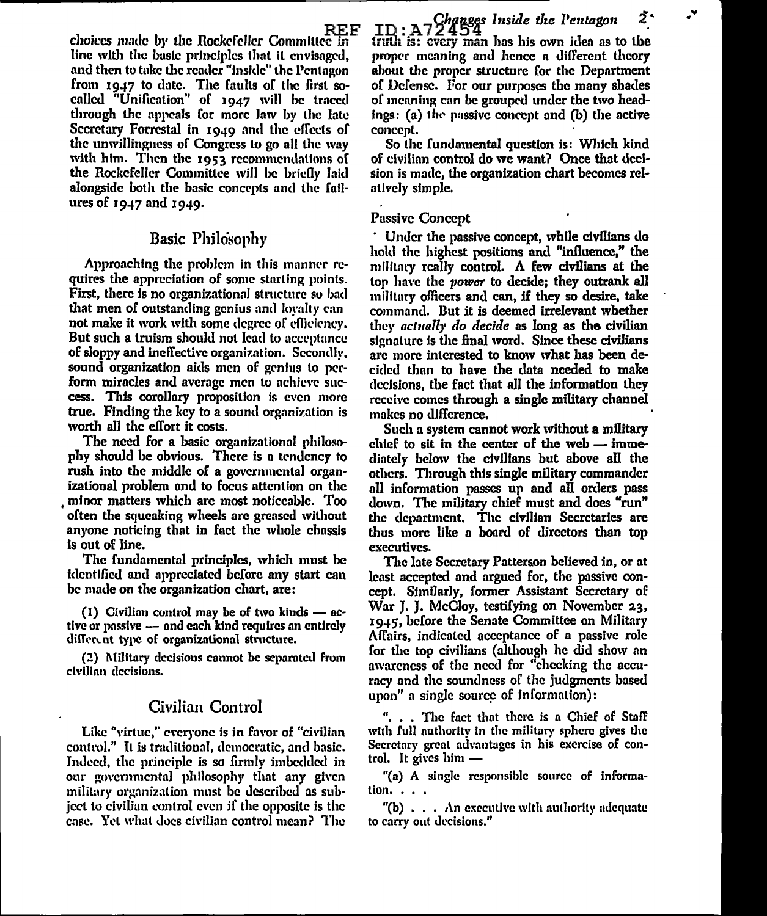choices made by the Rockefeller Committee in line with the basic principles that it envisaged, and then to take the reader "inside" the Pentagon from 1947 to date. The faults of the first so-called "Unification" of 1947 will be traced through the appeals for more law by the late Secretary Forrestal in 1949 and the effects of the unwillingness of Congress to go all the way with him. Then the 1953 recommendations of the Rockefeller Committee will be briefly laid alongside both the basic concepts and the failures of 1947 and 1949.

## Basic Philosophy

Approaching the problem in this manner requires the appreciation of some starting points. First, there is no organizational structure so bad that men of outstanding genius and loyalty can not make it work with some degree of efficiency. But such a truism should not lead to acceptance of sloppy and ineffective organization. Secondly, sound organization aids men of genius to perform miracles and average men to achieve success. This corollary proposition is even more true. Finding the key to a sound organization is worth all the effort it costs.

The need for a basic organizational philosophy should be obvious. There is a tendency to rush into the middle of a governmental organizational problem and to focus attention on the minor matters which are most noticeable. Too often the squeaking wheels are greased without anyone noticing that in fact the whole chassis is out of line.

The fundamental principles, which must be identified and appreciated before any start can be made on the organization chart, are:

(1) Civilian control may be of two kinds — active or passive — and each kind requires an entirely different type of organizational structure.

(2) Military decisions cannot be separated from civilian decisions.

## Civilian Control

Like "virtue," everyone is in favor of "civilian control." It is traditional, democratic, and basic. Indeed, the principle is so firmly imbedded in our governmental philosophy that any given military organization must be described as subject to civilian control even if the opposite is the case. Yet what does civilian control mean? The truth is: every man has his own idea as to the proper meaning and hence a different theory about the proper structure for the Department of Defense. For our purposes the many shades of meaning can be grouped under the two headings: (a) the passive concept and (b) the active concept.

So the fundamental question is: Which kind of civilian control do we want? Once that decision is made, the organization chart becomes relatively simple.

### Passive Concept

Under the passive concept, while civilians do hold the highest positions and "influence," the military really control. A few civilians at the top have the *power* to decide; they outrank all military officers and can, if they so desire, take command. But it is deemed irrelevant whether they *actually do decide* as long as the civilian signature is the final word. Since these civilians are more interested to know what has been decided than to have the data needed to make decisions, the fact that all the information they receive comes through a single military channel makes no difference.

Such a system cannot work without a military chief to sit in the center of the web — immediately below the civilians but above all the others. Through this single military commander all information passes up and all orders pass down. The military chief must and does "run" the department. The civilian Secretaries are thus more like a board of directors than top executives.

The late Secretary Patterson believed in, or at least accepted and argued for, the passive concept. Similarly, former Assistant Secretary of War J. J. McCloy, testifying on November 23, 1945, before the Senate Committee on Military Affairs, indicated acceptance of a passive role for the top civilians (although he did show an awareness of the need for "checking the accuracy and the soundness of the judgments based upon" a single source of information):

". . . The fact that there is a Chief of Staff with full authority in the military sphere gives the Secretary great advantages in his exercise of control. It gives him —

"(a) A single responsible source of information. . . .

"(b) . . . An executive with authority adequate to carry out decisions."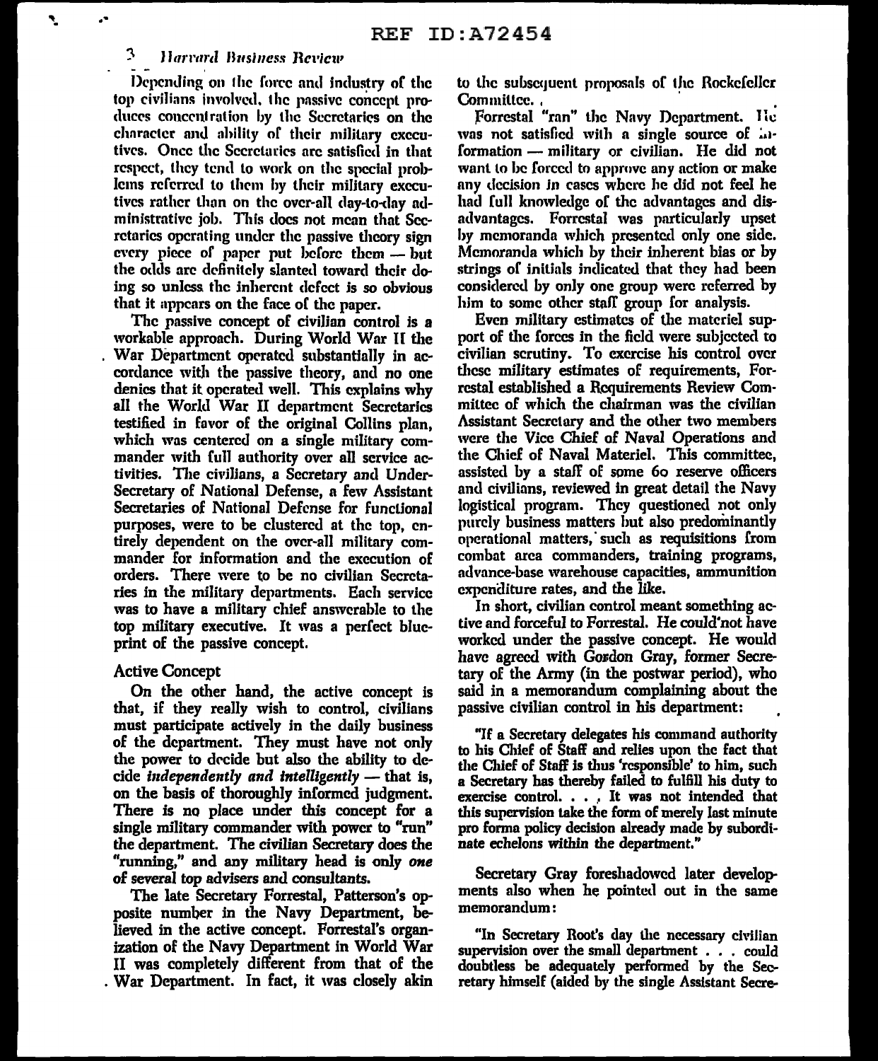Depending on the force and industry of the top civilians involved, the passive concept produces concentration by the Secretaries on the character and ability of their military executives. Once the Secretaries are satisfied in that respect, they tend to work on the special problems referred to them by their military executives rather than on the over-all day-to-day administrative job. This does not mean that Secretaries operating under the passive theory sign every piece of paper put before them — but the odds are definitely slanted toward their doing so unless the inherent defect is so obvious that it appears on the face of the paper.

The passive concept of civilian control is a workable approach. During World War II the War Department operated substantially in accordance with the passive theory, and no one denies that it operated well. This explains why all the World War II department Secretaries testified in favor of the original Collins plan, which was centered on a single military commander with full authority over all service activities. The civilians, a Secretary and Under-Secretary of National Defense, a few Assistant Secretaries of National Defense for functional purposes, were to be clustered at the top, entirely dependent on the over-all military commander for information and the execution of orders. There were to be no civilian Secretaries in the military departments. Each service was to have a military chief answerable to the top military executive. It was a perfect blueprint of the passive concept.

### Active Concept

On the other hand, the active concept is that, if they really wish to control, civilians must participate actively in the daily business of the department. They must have not only the power to decide but also the ability to decide *independently and intelligently* — that is, on the basis of thoroughly informed judgment. There is no place under this concept for a single military commander with power to "run" the department. The civilian Secretary does the "running," and any military head is only *one* of several top advisers and consultants.

The late Secretary Forrestal, Patterson's opposite number in the Navy Department, believed in the active concept. Forrestal's organization of the Navy Department in World War II was completely different from that of the War Department. In fact, it was closely akin to the subsequent proposals of the Rockefeller Committee.

Forrestal "ran" the Navy Department. He was not satisfied with a single source of information — military or civilian. He did not want to be forced to approve any action or make any decision in cases where he did not feel he had full knowledge of the advantages and disadvantages. Forrestal was particularly upset by memoranda which presented only one side. Memoranda which by their inherent bias or by strings of initials indicated that they had been considered by only one group were referred by him to some other staff group for analysis.

Even military estimates of the materiel support of the forces in the field were subjected to civilian scrutiny. To exercise his control over these military estimates of requirements, Forrestal established a Requirements Review Committee of which the chairman was the civilian Assistant Secretary and the other two members were the Vice Chief of Naval Operations and the Chief of Naval Materiel. This committee, assisted by a staff of some 60 reserve officers and civilians, reviewed in great detail the Navy logistical program. They questioned not only purely business matters but also predominantly operational matters, such as requisitions from combat area commanders, training programs, advance-base warehouse capacities, ammunition expenditure rates, and the like.

In short, civilian control meant something active and forceful to Forrestal. He could not have worked under the passive concept. He would have agreed with Gordon Gray, former Secretary of the Army (in the postwar period), who said in a memorandum complaining about the passive civilian control in his department:

> "If a Secretary delegates his command authority to his Chief of Staff and relies upon the fact that the Chief of Staff is thus 'responsible' to him, such a Secretary has thereby failed to fulfill his duty to exercise control. . . . It was not intended that this supervision take the form of merely last minute pro forma policy decision already made by subordinate echelons within the department."

Secretary Gray foreshadowed later developments also when he pointed out in the same memorandum:

> "In Secretary Root's day the necessary civilian supervision over the small department . . . could doubtless be adequately performed by the Secretary himself (aided by the single Assistant Secre-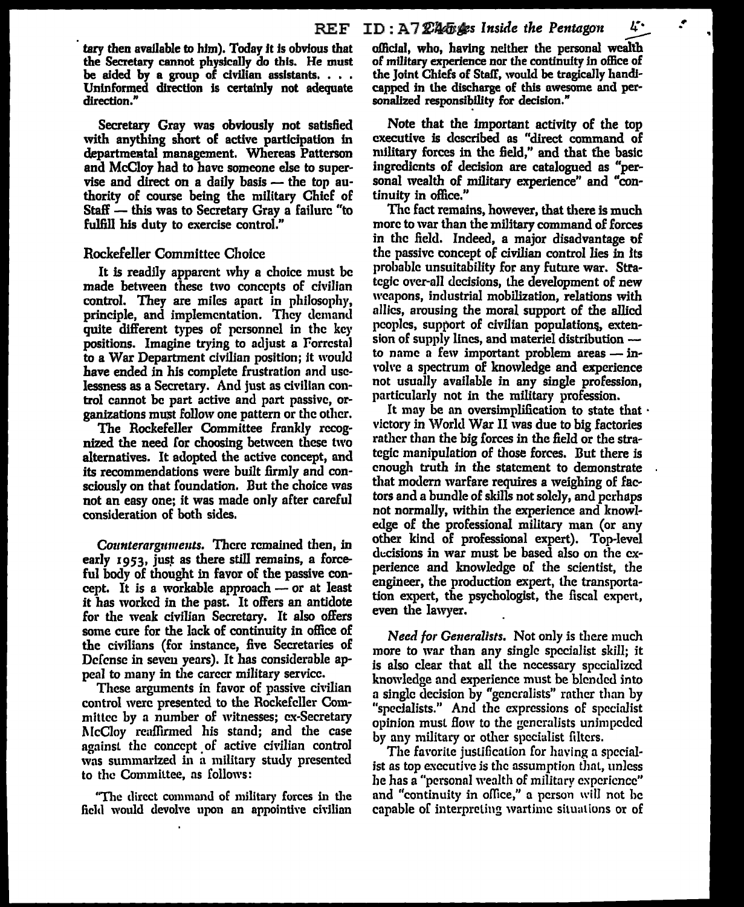tary then available to him). Today it is obvious that the Secretary cannot physically do this. He must be aided by a group of civilian assistants. . . . Uninformed direction is certainly not adequate direction."

Secretary Gray was obviously not satisfied with anything short of active participation in departmental management. Whereas Patterson and McCloy had to have someone else to supervise and direct on a daily basis — the top authority of course being the military Chief of Staff — this was to Secretary Gray a failure "to fulfill his duty to exercise control."

## Rockefeller Committee Choice

It is readily apparent why a choice must be made between these two concepts of civilian control. They are miles apart in philosophy, principle, and implementation. They demand quite different types of personnel in the key positions. Imagine trying to adjust a Forrestal to a War Department civilian position; it would have ended in his complete frustration and uselessness as a Secretary. And just as civilian control cannot be part active and part passive, organizations must follow one pattern or the other.

The Rockefeller Committee frankly recognized the need for choosing between these two alternatives. It adopted the active concept, and its recommendations were built firmly and consciously on that foundation. But the choice was not an easy one; it was made only after careful consideration of both sides.

*Counterarguments.* There remained then, in early 1953, just as there still remains, a forceful body of thought in favor of the passive concept. It is a workable approach — or at least it has worked in the past. It offers an antidote for the weak civilian Secretary. It also offers some cure for the lack of continuity in office of the civilians (for instance, five Secretaries of Defense in seven years). It has considerable appeal to many in the career military service.

These arguments in favor of passive civilian control were presented to the Rockefeller Committee by a number of witnesses; ex-Secretary McCloy reaffirmed his stand; and the case against the concept of active civilian control was summarized in a military study presented to the Committee, as follows:

"The direct command of military forces in the field would devolve upon an appointive civilian official, who, having neither the personal wealth of military experience nor the continuity in office of the Joint Chiefs of Staff, would be tragically handicapped in the discharge of this awesome and personalized responsibility for decision."

Note that the important activity of the top executive is described as "direct command of military forces in the field," and that the basic ingredients of decision are catalogued as "personal wealth of military experience" and "continuity in office."

The fact remains, however, that there is much more to war than the military command of forces in the field. Indeed, a major disadvantage of the passive concept of civilian control lies in its probable unsuitability for any future war. Strategic over-all decisions, the development of new weapons, industrial mobilization, relations with allies, arousing the moral support of the allied peoples, support of civilian populations, extension of supply lines, and materiel distribution — to name a few important problem areas — involve a spectrum of knowledge and experience not usually available in any single profession, particularly not in the military profession.

It may be an oversimplification to state that victory in World War II was due to big factories rather than the big forces in the field or the strategic manipulation of those forces. But there is enough truth in the statement to demonstrate that modern warfare requires a weighing of factors and a bundle of skills not solely, and perhaps not normally, within the experience and knowledge of the professional military man (or any other kind of professional expert). Top-level decisions in war must be based also on the experience and knowledge of the scientist, the engineer, the production expert, the transportation expert, the psychologist, the fiscal expert, even the lawyer.

*Need for Generalists.* Not only is there much more to war than any single specialist skill; it is also clear that all the necessary specialized knowledge and experience must be blended into a single decision by "generalists" rather than by "specialists." And the expressions of specialist opinion must flow to the generalists unimpeded by any military or other specialist filters.

The favorite justification for having a specialist as top executive is the assumption that, unless he has a "personal wealth of military experience" and "continuity in office," a person will not be capable of interpreting wartime situations or of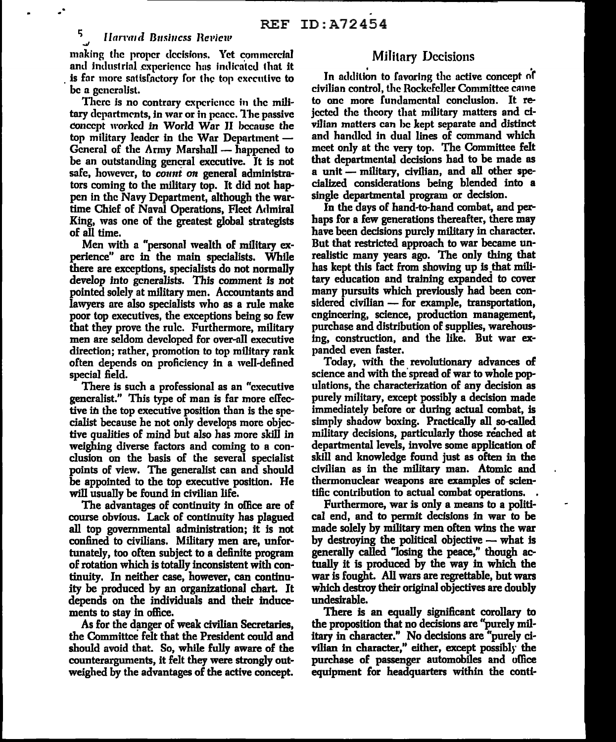making the proper decisions. Yet commercial and industrial experience has indicated that it is far more satisfactory for the top executive to be a generalist.

There is no contrary experience in the military departments, in war or in peace. The passive concept worked in World War II because the top military leader in the War Department — General of the Army Marshall — happened to be an outstanding general executive. It is not safe, however, to *count on* general administrators coming to the military top. It did not happen in the Navy Department, although the wartime Chief of Naval Operations, Fleet Admiral King, was one of the greatest global strategists of all time.

Men with a "personal wealth of military experience" are in the main specialists. While there are exceptions, specialists do not normally develop into generalists. This comment is not pointed solely at military men. Accountants and lawyers are also specialists who as a rule make poor top executives, the exceptions being so few that they prove the rule. Furthermore, military men are seldom developed for over-all executive direction; rather, promotion to top military rank often depends on proficiency in a well-defined special field.

There is such a professional as an "executive generalist." This type of man is far more effective in the top executive position than is the specialist because he not only develops more objective qualities of mind but also has more skill in weighing diverse factors and coming to a conclusion on the basis of the several specialist points of view. The generalist can and should be appointed to the top executive position. He will usually be found in civilian life.

The advantages of continuity in office are of course obvious. Lack of continuity has plagued all top governmental administration; it is not confined to civilians. Military men are, unfortunately, too often subject to a definite program of rotation which is totally inconsistent with continuity. In neither case, however, can continuity be produced by an organizational chart. It depends on the individuals and their inducements to stay in office.

As for the danger of weak civilian Secretaries, the Committee felt that the President could and should avoid that. So, while fully aware of the counterarguments, it felt they were strongly outweighed by the advantages of the active concept.

## Military Decisions

In addition to favoring the active concept of civilian control, the Rockefeller Committee came to one more fundamental conclusion. It rejected the theory that military matters and civilian matters can be kept separate and distinct and handled in dual lines of command which meet only at the very top. The Committee felt that departmental decisions had to be made as a unit — military, civilian, and all other specialized considerations being blended into a single departmental program or decision.

In the days of hand-to-hand combat, and perhaps for a few generations thereafter, there may have been decisions purely military in character. But that restricted approach to war became unrealistic many years ago. The only thing that has kept this fact from showing up is that military education and training expanded to cover many pursuits which previously had been considered civilian — for example, transportation, engineering, science, production management, purchase and distribution of supplies, warehousing, construction, and the like. But war expanded even faster.

Today, with the revolutionary advances of science and with the spread of war to whole populations, the characterization of any decision as purely military, except possibly a decision made immediately before or during actual combat, is simply shadow boxing. Practically all so-called military decisions, particularly those reached at departmental levels, involve some application of skill and knowledge found just as often in the civilian as in the military man. Atomic and thermonuclear weapons are examples of scientific contribution to actual combat operations.

Furthermore, war is only a means to a political end, and to permit decisions in war to be made solely by military men often wins the war by destroying the political objective — what is generally called "losing the peace," though actually it is produced by the way in which the war is fought. All wars are regrettable, but wars which destroy their original objectives are doubly undesirable.

There is an equally significant corollary to the proposition that no decisions are "purely military in character." No decisions are "purely civilian in character," either, except possibly the purchase of passenger automobiles and office equipment for headquarters within the conti-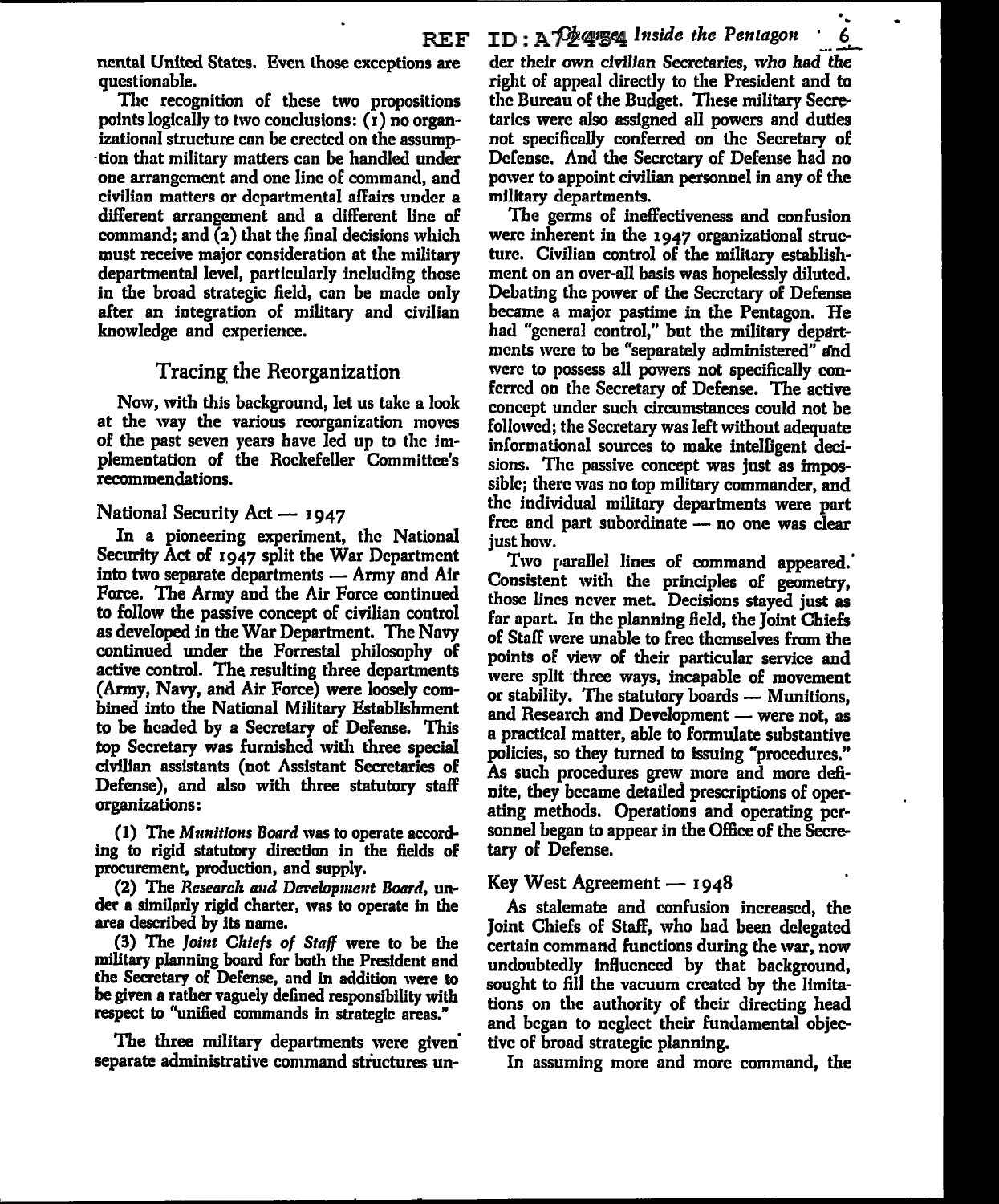nental United States. Even those exceptions are questionable.

The recognition of these two propositions points logically to two conclusions: (1) no organizational structure can be erected on the assumption that military matters can be handled under one arrangement and one line of command, and civilian matters or departmental affairs under a different arrangement and a different line of command; and (2) that the final decisions which must receive major consideration at the military departmental level, particularly including those in the broad strategic field, can be made only after an integration of military and civilian knowledge and experience.

## Tracing the Reorganization

Now, with this background, let us take a look at the way the various reorganization moves of the past seven years have led up to the implementation of the Rockefeller Committee's recommendations.

### National Security Act — 1947

In a pioneering experiment, the National Security Act of 1947 split the War Department into two separate departments — Army and Air Force. The Army and the Air Force continued to follow the passive concept of civilian control as developed in the War Department. The Navy continued under the Forrestal philosophy of active control. The resulting three departments (Army, Navy, and Air Force) were loosely combined into the National Military Establishment to be headed by a Secretary of Defense. This top Secretary was furnished with three special civilian assistants (not Assistant Secretaries of Defense), and also with three statutory staff organizations:

(1) The *Munitions Board* was to operate according to rigid statutory direction in the fields of procurement, production, and supply.

(2) The *Research and Development Board*, under a similarly rigid charter, was to operate in the area described by its name.

(3) The *Joint Chiefs of Staff* were to be the military planning board for both the President and the Secretary of Defense, and in addition were to be given a rather vaguely defined responsibility with respect to "unified commands in strategic areas."

The three military departments were given separate administrative command structures under their own civilian Secretaries, who had the right of appeal directly to the President and to the Bureau of the Budget. These military Secretaries were also assigned all powers and duties not specifically conferred on the Secretary of Defense. And the Secretary of Defense had no power to appoint civilian personnel in any of the military departments.

The germs of ineffectiveness and confusion were inherent in the 1947 organizational structure. Civilian control of the military establishment on an over-all basis was hopelessly diluted. Debating the power of the Secretary of Defense became a major pastime in the Pentagon. He had "general control," but the military departments were to be "separately administered" and were to possess all powers not specifically conferred on the Secretary of Defense. The active concept under such circumstances could not be followed; the Secretary was left without adequate informational sources to make intelligent decisions. The passive concept was just as impossible; there was no top military commander, and the individual military departments were part free and part subordinate — no one was clear just how.

Two parallel lines of command appeared. Consistent with the principles of geometry, those lines never met. Decisions stayed just as far apart. In the planning field, the Joint Chiefs of Staff were unable to free themselves from the points of view of their particular service and were split three ways, incapable of movement or stability. The statutory boards — Munitions, and Research and Development — were not, as a practical matter, able to formulate substantive policies, so they turned to issuing "procedures." As such procedures grew more and more definite, they became detailed prescriptions of operating methods. Operations and operating personnel began to appear in the Office of the Secretary of Defense.

### Key West Agreement — 1948

As stalemate and confusion increased, the Joint Chiefs of Staff, who had been delegated certain command functions during the war, now undoubtedly influenced by that background, sought to fill the vacuum created by the limitations on the authority of their directing head and began to neglect their fundamental objective of broad strategic planning.

In assuming more and more command, the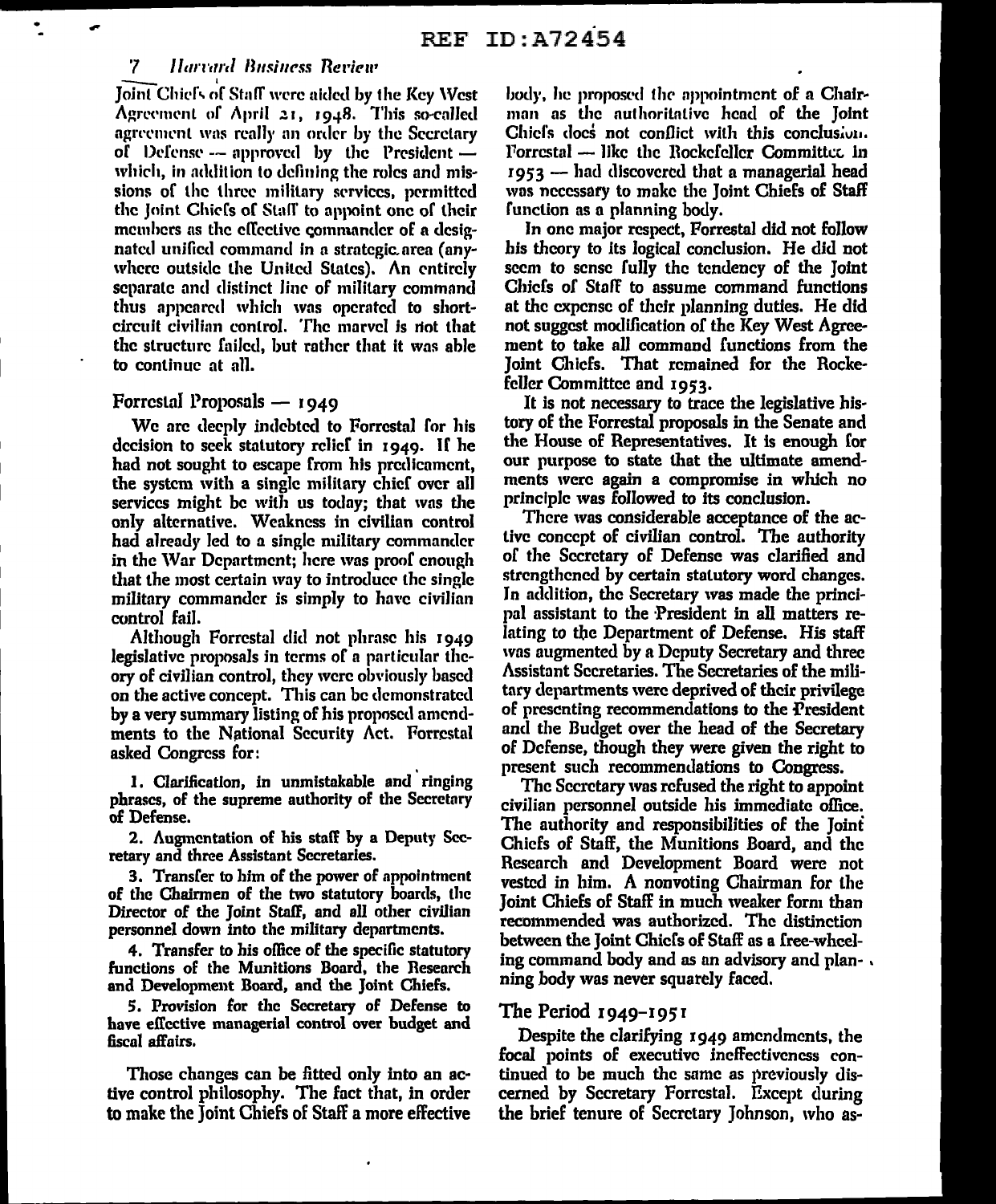Joint Chiefs of Staff were aided by the Key West Agreement of April 21, 1948. This so-called agreement was really an order by the Secretary of Defense — approved by the President — which, in addition to defining the roles and missions of the three military services, permitted the Joint Chiefs of Staff to appoint one of their members as the effective commander of a designated unified command in a strategic area (anywhere outside the United States). An entirely separate and distinct line of military command thus appeared which was operated to short-circuit civilian control. The marvel is not that the structure failed, but rather that it was able to continue at all.

## Forrestal Proposals — 1949

We are deeply indebted to Forrestal for his decision to seek statutory relief in 1949. If he had not sought to escape from his predicament, the system with a single military chief over all services might be with us today; that was the only alternative. Weakness in civilian control had already led to a single military commander in the War Department; here was proof enough that the most certain way to introduce the single military commander is simply to have civilian control fail.

Although Forrestal did not phrase his 1949 legislative proposals in terms of a particular theory of civilian control, they were obviously based on the active concept. This can be demonstrated by a very summary listing of his proposed amendments to the National Security Act. Forrestal asked Congress for:

1. Clarification, in unmistakable and ringing phrases, of the supreme authority of the Secretary of Defense.
2. Augmentation of his staff by a Deputy Secretary and three Assistant Secretaries.
3. Transfer to him of the power of appointment of the Chairmen of the two statutory boards, the Director of the Joint Staff, and all other civilian personnel down into the military departments.
4. Transfer to his office of the specific statutory functions of the Munitions Board, the Research and Development Board, and the Joint Chiefs.
5. Provision for the Secretary of Defense to have effective managerial control over budget and fiscal affairs.

Those changes can be fitted only into an active control philosophy. The fact that, in order to make the Joint Chiefs of Staff a more effective body, he proposed the appointment of a Chairman as the authoritative head of the Joint Chiefs does not conflict with this conclusion. Forrestal — like the Rockefeller Committee in 1953 — had discovered that a managerial head was necessary to make the Joint Chiefs of Staff function as a planning body.

In one major respect, Forrestal did not follow his theory to its logical conclusion. He did not seem to sense fully the tendency of the Joint Chiefs of Staff to assume command functions at the expense of their planning duties. He did not suggest modification of the Key West Agreement to take all command functions from the Joint Chiefs. That remained for the Rockefeller Committee and 1953.

It is not necessary to trace the legislative history of the Forrestal proposals in the Senate and the House of Representatives. It is enough for our purpose to state that the ultimate amendments were again a compromise in which no principle was followed to its conclusion.

There was considerable acceptance of the active concept of civilian control. The authority of the Secretary of Defense was clarified and strengthened by certain statutory word changes. In addition, the Secretary was made the principal assistant to the President in all matters relating to the Department of Defense. His staff was augmented by a Deputy Secretary and three Assistant Secretaries. The Secretaries of the military departments were deprived of their privilege of presenting recommendations to the President and the Budget over the head of the Secretary of Defense, though they were given the right to present such recommendations to Congress.

The Secretary was refused the right to appoint civilian personnel outside his immediate office. The authority and responsibilities of the Joint Chiefs of Staff, the Munitions Board, and the Research and Development Board were not vested in him. A nonvoting Chairman for the Joint Chiefs of Staff in much weaker form than recommended was authorized. The distinction between the Joint Chiefs of Staff as a free-wheeling command body and as an advisory and planning body was never squarely faced.

## The Period 1949–1951

Despite the clarifying 1949 amendments, the focal points of executive ineffectiveness continued to be much the same as previously discerned by Secretary Forrestal. Except during the brief tenure of Secretary Johnson, who as-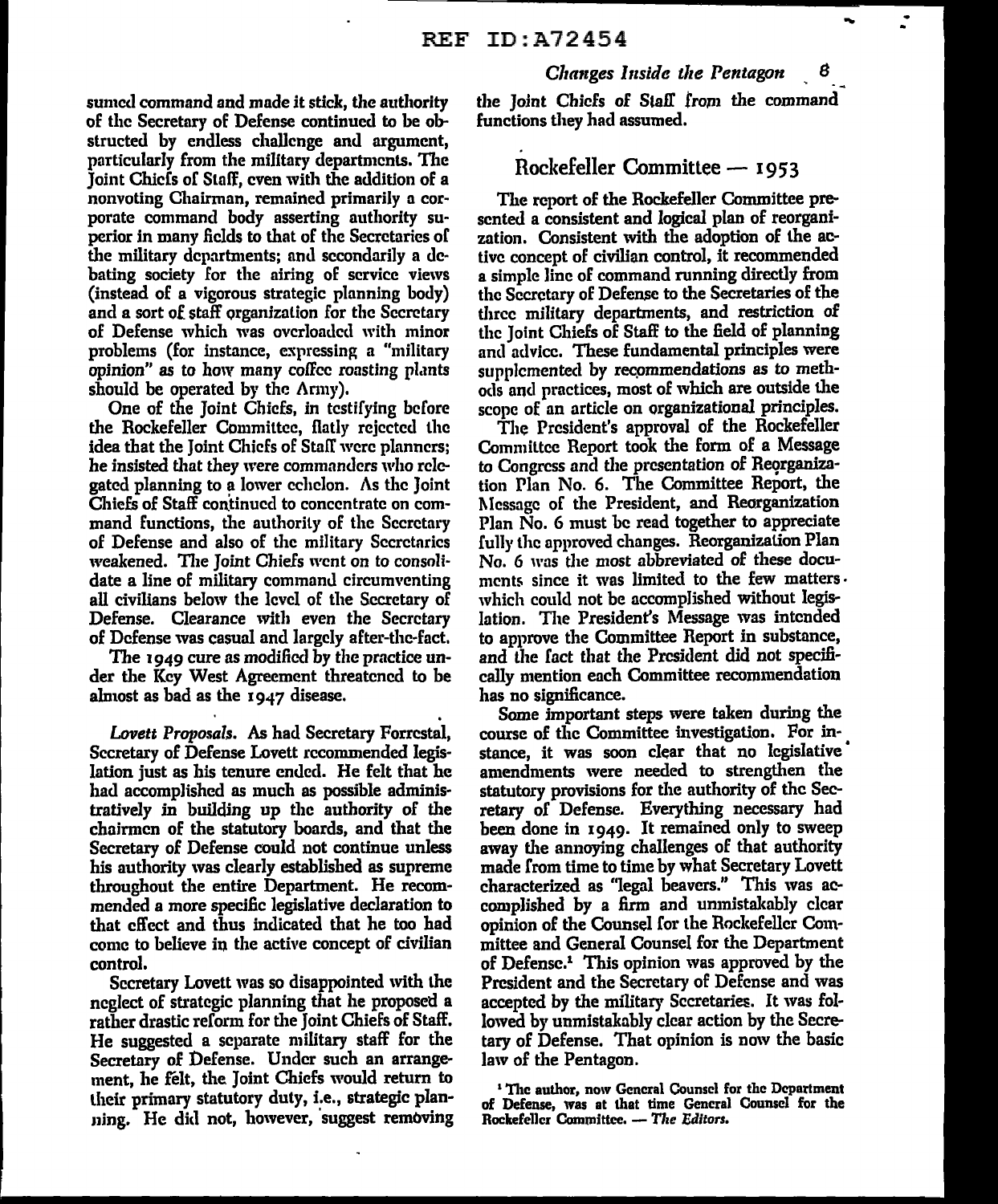sumed command and made it stick, the authority of the Secretary of Defense continued to be obstructed by endless challenge and argument, particularly from the military departments. The Joint Chiefs of Staff, even with the addition of a nonvoting Chairman, remained primarily a corporate command body asserting authority superior in many fields to that of the Secretaries of the military departments; and secondarily a debating society for the airing of service views (instead of a vigorous strategic planning body) and a sort of staff organization for the Secretary of Defense which was overloaded with minor problems (for instance, expressing a "military opinion" as to how many coffee roasting plants should be operated by the Army).

One of the Joint Chiefs, in testifying before the Rockefeller Committee, flatly rejected the idea that the Joint Chiefs of Staff were planners; he insisted that they were commanders who relegated planning to a lower echelon. As the Joint Chiefs of Staff continued to concentrate on command functions, the authority of the Secretary of Defense and also of the military Secretaries weakened. The Joint Chiefs went on to consolidate a line of military command circumventing all civilians below the level of the Secretary of Defense. Clearance with even the Secretary of Defense was casual and largely after-the-fact.

The 1949 cure as modified by the practice under the Key West Agreement threatened to be almost as bad as the 1947 disease.

*Lovett Proposals.* As had Secretary Forrestal, Secretary of Defense Lovett recommended legislation just as his tenure ended. He felt that he had accomplished as much as possible administratively in building up the authority of the chairmen of the statutory boards, and that the Secretary of Defense could not continue unless his authority was clearly established as supreme throughout the entire Department. He recommended a more specific legislative declaration to that effect and thus indicated that he too had come to believe in the active concept of civilian control.

Secretary Lovett was so disappointed with the neglect of strategic planning that he proposed a rather drastic reform for the Joint Chiefs of Staff. He suggested a separate military staff for the Secretary of Defense. Under such an arrangement, he felt, the Joint Chiefs would return to their primary statutory duty, i.e., strategic planning. He did not, however, suggest removing the Joint Chiefs of Staff from the command functions they had assumed.

## Rockefeller Committee — 1953

The report of the Rockefeller Committee presented a consistent and logical plan of reorganization. Consistent with the adoption of the active concept of civilian control, it recommended a simple line of command running directly from the Secretary of Defense to the Secretaries of the three military departments, and restriction of the Joint Chiefs of Staff to the field of planning and advice. These fundamental principles were supplemented by recommendations as to methods and practices, most of which are outside the scope of an article on organizational principles.

The President's approval of the Rockefeller Committee Report took the form of a Message to Congress and the presentation of Reorganization Plan No. 6. The Committee Report, the Message of the President, and Reorganization Plan No. 6 must be read together to appreciate fully the approved changes. Reorganization Plan No. 6 was the most abbreviated of these documents since it was limited to the few matters which could not be accomplished without legislation. The President's Message was intended to approve the Committee Report in substance, and the fact that the President did not specifically mention each Committee recommendation has no significance.

Some important steps were taken during the course of the Committee investigation. For instance, it was soon clear that no legislative amendments were needed to strengthen the statutory provisions for the authority of the Secretary of Defense. Everything necessary had been done in 1949. It remained only to sweep away the annoying challenges of that authority made from time to time by what Secretary Lovett characterized as "legal beavers." This was accomplished by a firm and unmistakably clear opinion of the Counsel for the Rockefeller Committee and General Counsel for the Department of Defense.[1] This opinion was approved by the President and the Secretary of Defense and was accepted by the military Secretaries. It was followed by unmistakably clear action by the Secretary of Defense. That opinion is now the basic law of the Pentagon.

[1] The author, now General Counsel for the Department of Defense, was at that time General Counsel for the Rockefeller Committee. — *The Editors.*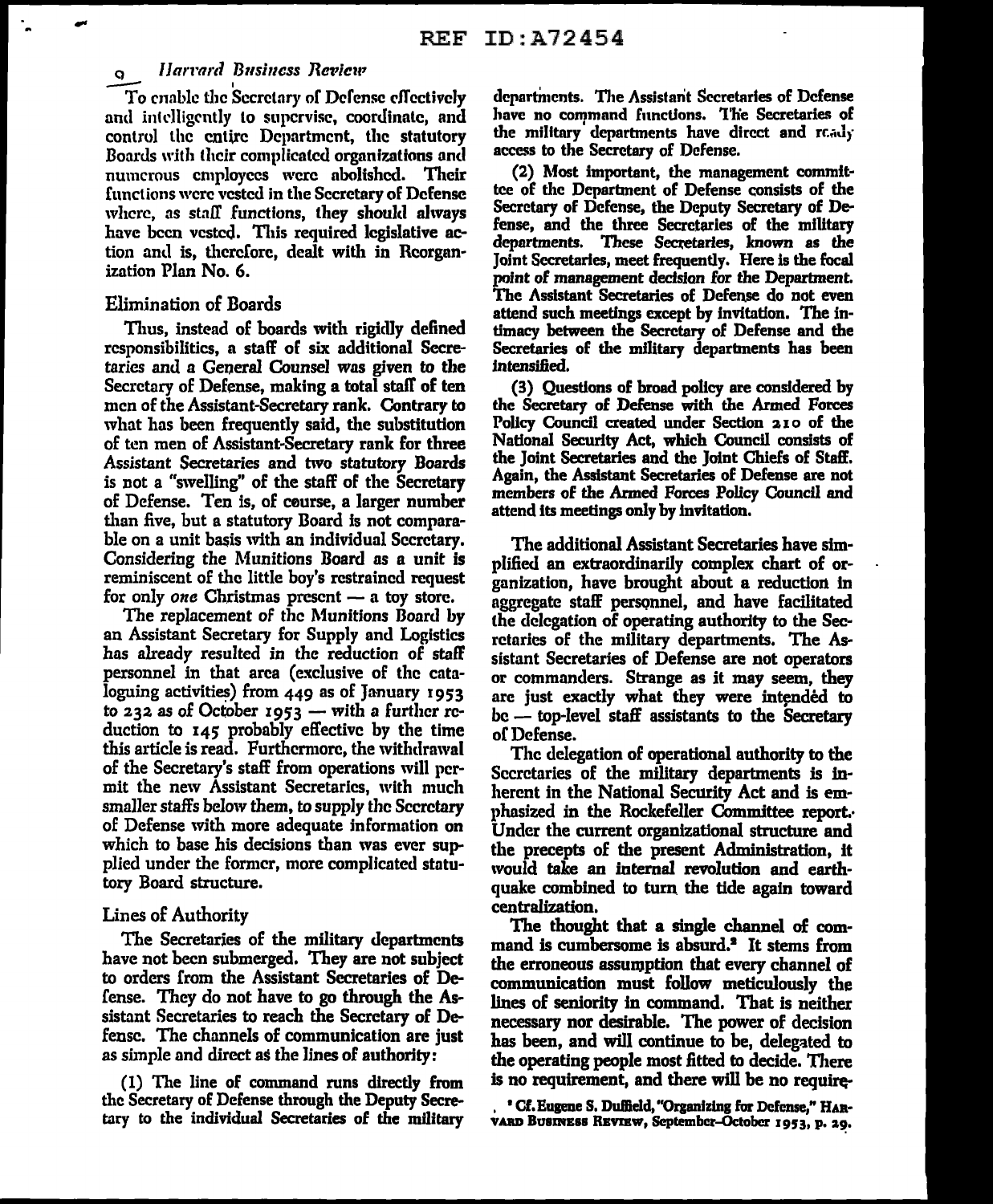To enable the Secretary of Defense effectively and intelligently to supervise, coordinate, and control the entire Department, the statutory Boards with their complicated organizations and numerous employees were abolished. Their functions were vested in the Secretary of Defense where, as staff functions, they should always have been vested. This required legislative action and is, therefore, dealt with in Reorganization Plan No. 6.

### Elimination of Boards

Thus, instead of boards with rigidly defined responsibilities, a staff of six additional Secretaries and a General Counsel was given to the Secretary of Defense, making a total staff of ten men of the Assistant-Secretary rank. Contrary to what has been frequently said, the substitution of ten men of Assistant-Secretary rank for three Assistant Secretaries and two statutory Boards is not a "swelling" of the staff of the Secretary of Defense. Ten is, of course, a larger number than five, but a statutory Board is not comparable on a unit basis with an individual Secretary. Considering the Munitions Board as a unit is reminiscent of the little boy's restrained request for only *one* Christmas present — a toy store.

The replacement of the Munitions Board by an Assistant Secretary for Supply and Logistics has already resulted in the reduction of staff personnel in that area (exclusive of the cataloguing activities) from 449 as of January 1953 to 232 as of October 1953 — with a further reduction to 145 probably effective by the time this article is read. Furthermore, the withdrawal of the Secretary's staff from operations will permit the new Assistant Secretaries, with much smaller staffs below them, to supply the Secretary of Defense with more adequate information on which to base his decisions than was ever supplied under the former, more complicated statutory Board structure.

### Lines of Authority

The Secretaries of the military departments have not been submerged. They are not subject to orders from the Assistant Secretaries of Defense. They do not have to go through the Assistant Secretaries to reach the Secretary of Defense. The channels of communication are just as simple and direct as the lines of authority:

(1) The line of command runs directly from the Secretary of Defense through the Deputy Secretary to the individual Secretaries of the military departments. The Assistant Secretaries of Defense have no command functions. The Secretaries of the military departments have direct and ready access to the Secretary of Defense.

(2) Most important, the management committee of the Department of Defense consists of the Secretary of Defense, the Deputy Secretary of Defense, and the three Secretaries of the military departments. These Secretaries, known as the Joint Secretaries, meet frequently. Here is the focal point of management decision for the Department. The Assistant Secretaries of Defense do not even attend such meetings except by invitation. The intimacy between the Secretary of Defense and the Secretaries of the military departments has been intensified.

(3) Questions of broad policy are considered by the Secretary of Defense with the Armed Forces Policy Council created under Section 210 of the National Security Act, which Council consists of the Joint Secretaries and the Joint Chiefs of Staff. Again, the Assistant Secretaries of Defense are not members of the Armed Forces Policy Council and attend its meetings only by invitation.

The additional Assistant Secretaries have simplified an extraordinarily complex chart of organization, have brought about a reduction in aggregate staff personnel, and have facilitated the delegation of operating authority to the Secretaries of the military departments. The Assistant Secretaries of Defense are not operators or commanders. Strange as it may seem, they are just exactly what they were intended to be — top-level staff assistants to the Secretary of Defense.

The delegation of operational authority to the Secretaries of the military departments is inherent in the National Security Act and is emphasized in the Rockefeller Committee report. Under the current organizational structure and the precepts of the present Administration, it would take an internal revolution and earthquake combined to turn the tide again toward centralization.

The thought that a single channel of command is cumbersome is absurd.[2] It stems from the erroneous assumption that every channel of communication must follow meticulously the lines of seniority in command. That is neither necessary nor desirable. The power of decision has been, and will continue to be, delegated to the operating people most fitted to decide. There is no requirement, and there will be no require-

[2] Cf. Eugene S. Duffield, "Organizing for Defense," HARVARD BUSINESS REVIEW, September–October 1953, p. 29.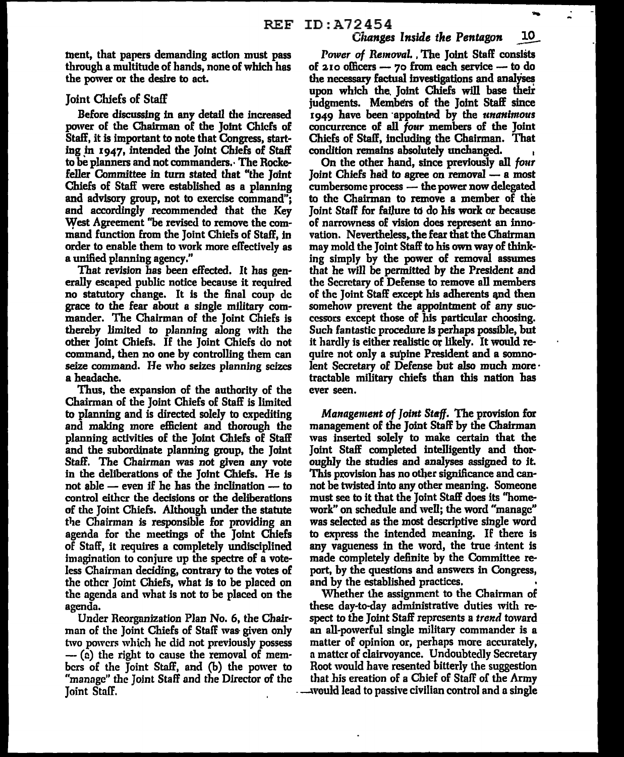ment, that papers demanding action must pass through a multitude of hands, none of which has the power or the desire to act.

## Joint Chiefs of Staff

Before discussing in any detail the increased power of the Chairman of the Joint Chiefs of Staff, it is important to note that Congress, starting in 1947, intended the Joint Chiefs of Staff to be planners and not commanders. The Rockefeller Committee in turn stated that "the Joint Chiefs of Staff were established as a planning and advisory group, not to exercise command"; and accordingly recommended that the Key West Agreement "be revised to remove the command function from the Joint Chiefs of Staff, in order to enable them to work more effectively as a unified planning agency."

That revision has been effected. It has generally escaped public notice because it required no statutory change. It is the final coup de grace to the fear about a single military commander. The Chairman of the Joint Chiefs is thereby limited to planning along with the other Joint Chiefs. If the Joint Chiefs do not command, then no one by controlling them can seize command. He who seizes planning seizes a headache.

Thus, the expansion of the authority of the Chairman of the Joint Chiefs of Staff is limited to planning and is directed solely to expediting and making more efficient and thorough the planning activities of the Joint Chiefs of Staff and the subordinate planning group, the Joint Staff. The Chairman was not given any vote in the deliberations of the Joint Chiefs. He is not able — even if he has the inclination — to control either the decisions or the deliberations of the Joint Chiefs. Although under the statute the Chairman is responsible for providing an agenda for the meetings of the Joint Chiefs of Staff, it requires a completely undisciplined imagination to conjure up the spectre of a voteless Chairman deciding, contrary to the votes of the other Joint Chiefs, what is to be placed on the agenda and what is not to be placed on the agenda.

Under Reorganization Plan No. 6, the Chairman of the Joint Chiefs of Staff was given only two powers which he did not previously possess — (a) the right to cause the removal of members of the Joint Staff, and (b) the power to "manage" the Joint Staff and the Director of the Joint Staff.

*Power of Removal.* The Joint Staff consists of 210 officers — 70 from each service — to do the necessary factual investigations and analyses upon which the Joint Chiefs will base their judgments. Members of the Joint Staff since 1949 have been appointed by the *unanimous* concurrence of all *four* members of the Joint Chiefs of Staff, including the Chairman. That condition remains absolutely unchanged.

On the other hand, since previously all *four* Joint Chiefs had to agree on removal — a most cumbersome process — the power now delegated to the Chairman to remove a member of the Joint Staff for failure to do his work or because of narrowness of vision does represent an innovation. Nevertheless, the fear that the Chairman may mold the Joint Staff to his own way of thinking simply by the power of removal assumes that he will be permitted by the President and the Secretary of Defense to remove all members of the Joint Staff except his adherents and then somehow prevent the appointment of any successors except those of his particular choosing. Such fantastic procedure is perhaps possible, but it hardly is either realistic or likely. It would require not only a supine President and a somnolent Secretary of Defense but also much more tractable military chiefs than this nation has ever seen.

*Management of Joint Staff.* The provision for management of the Joint Staff by the Chairman was inserted solely to make certain that the Joint Staff completed intelligently and thoroughly the studies and analyses assigned to it. This provision has no other significance and cannot be twisted into any other meaning. Someone must see to it that the Joint Staff does its "homework" on schedule and well; the word "manage" was selected as the most descriptive single word to express the intended meaning. If there is any vagueness in the word, the true intent is made completely definite by the Committee report, by the questions and answers in Congress, and by the established practices.

Whether the assignment to the Chairman of these day-to-day administrative duties with respect to the Joint Staff represents a *trend* toward an all-powerful single military commander is a matter of opinion or, perhaps more accurately, a matter of clairvoyance. Undoubtedly Secretary Root would have resented bitterly the suggestion that his creation of a Chief of Staff of the Army would lead to passive civilian control and a single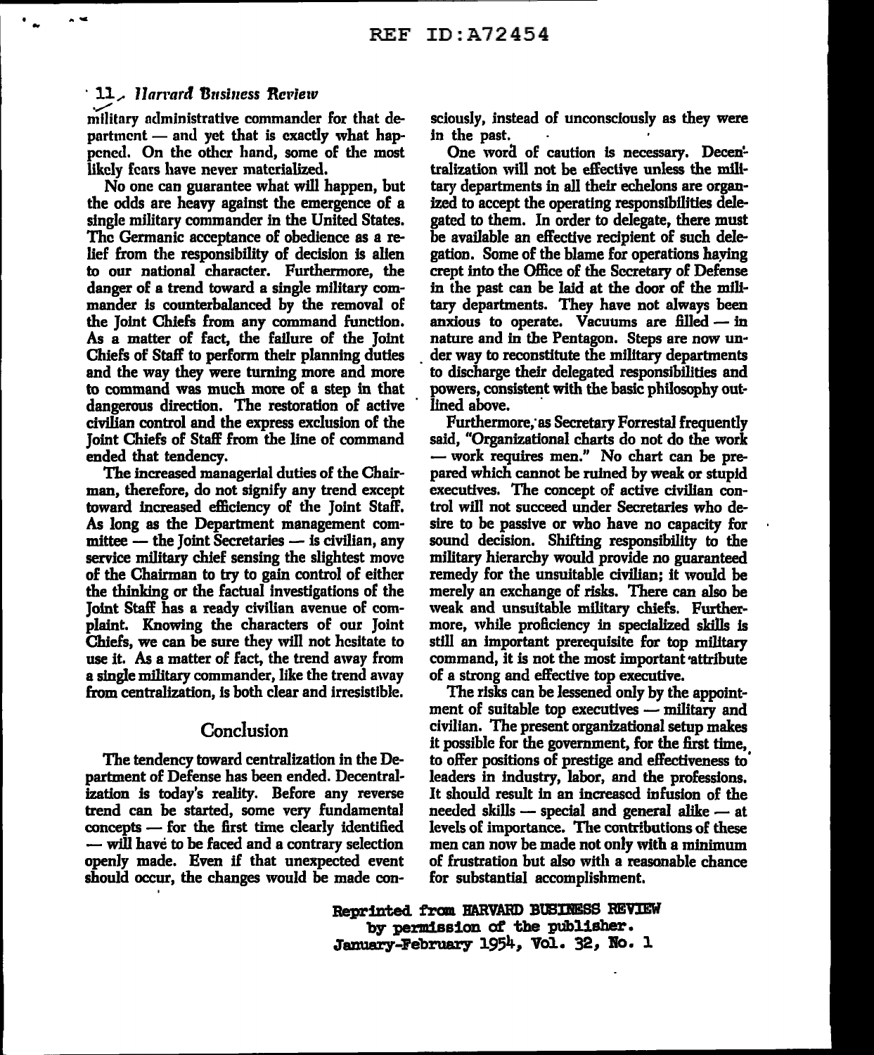military administrative commander for that department — and yet that is exactly what happened. On the other hand, some of the most likely fears have never materialized.

No one can guarantee what will happen, but the odds are heavy against the emergence of a single military commander in the United States. The Germanic acceptance of obedience as a relief from the responsibility of decision is alien to our national character. Furthermore, the danger of a trend toward a single military commander is counterbalanced by the removal of the Joint Chiefs from any command function. As a matter of fact, the failure of the Joint Chiefs of Staff to perform their planning duties and the way they were turning more and more to command was much more of a step in that dangerous direction. The restoration of active civilian control and the express exclusion of the Joint Chiefs of Staff from the line of command ended that tendency.

The increased managerial duties of the Chairman, therefore, do not signify any trend except toward increased efficiency of the Joint Staff. As long as the Department management committee — the Joint Secretaries — is civilian, any service military chief sensing the slightest move of the Chairman to try to gain control of either the thinking or the factual investigations of the Joint Staff has a ready civilian avenue of complaint. Knowing the characters of our Joint Chiefs, we can be sure they will not hesitate to use it. As a matter of fact, the trend away from a single military commander, like the trend away from centralization, is both clear and irresistible.

## Conclusion

The tendency toward centralization in the Department of Defense has been ended. Decentralization is today's reality. Before any reverse trend can be started, some very fundamental concepts — for the first time clearly identified — will have to be faced and a contrary selection openly made. Even if that unexpected event should occur, the changes would be made consciously, instead of unconsciously as they were in the past.

One word of caution is necessary. Decentralization will not be effective unless the military departments in all their echelons are organized to accept the operating responsibilities delegated to them. In order to delegate, there must be available an effective recipient of such delegation. Some of the blame for operations having crept into the Office of the Secretary of Defense in the past can be laid at the door of the military departments. They have not always been anxious to operate. Vacuums are filled — in nature and in the Pentagon. Steps are now under way to reconstitute the military departments to discharge their delegated responsibilities and powers, consistent with the basic philosophy outlined above.

Furthermore, as Secretary Forrestal frequently said, "Organizational charts do not do the work — work requires men." No chart can be prepared which cannot be ruined by weak or stupid executives. The concept of active civilian control will not succeed under Secretaries who desire to be passive or who have no capacity for sound decision. Shifting responsibility to the military hierarchy would provide no guaranteed remedy for the unsuitable civilian; it would be merely an exchange of risks. There can also be weak and unsuitable military chiefs. Furthermore, while proficiency in specialized skills is still an important prerequisite for top military command, it is not the most important attribute of a strong and effective top executive.

The risks can be lessened only by the appointment of suitable top executives — military and civilian. The present organizational setup makes it possible for the government, for the first time, to offer positions of prestige and effectiveness to leaders in industry, labor, and the professions. It should result in an increased infusion of the needed skills — special and general alike — at levels of importance. The contributions of these men can now be made not only with a minimum of frustration but also with a reasonable chance for substantial accomplishment.

Reprinted from HARVARD BUSINESS REVIEW
by permission of the publisher.
January-February 1954, Vol. 32, No. 1